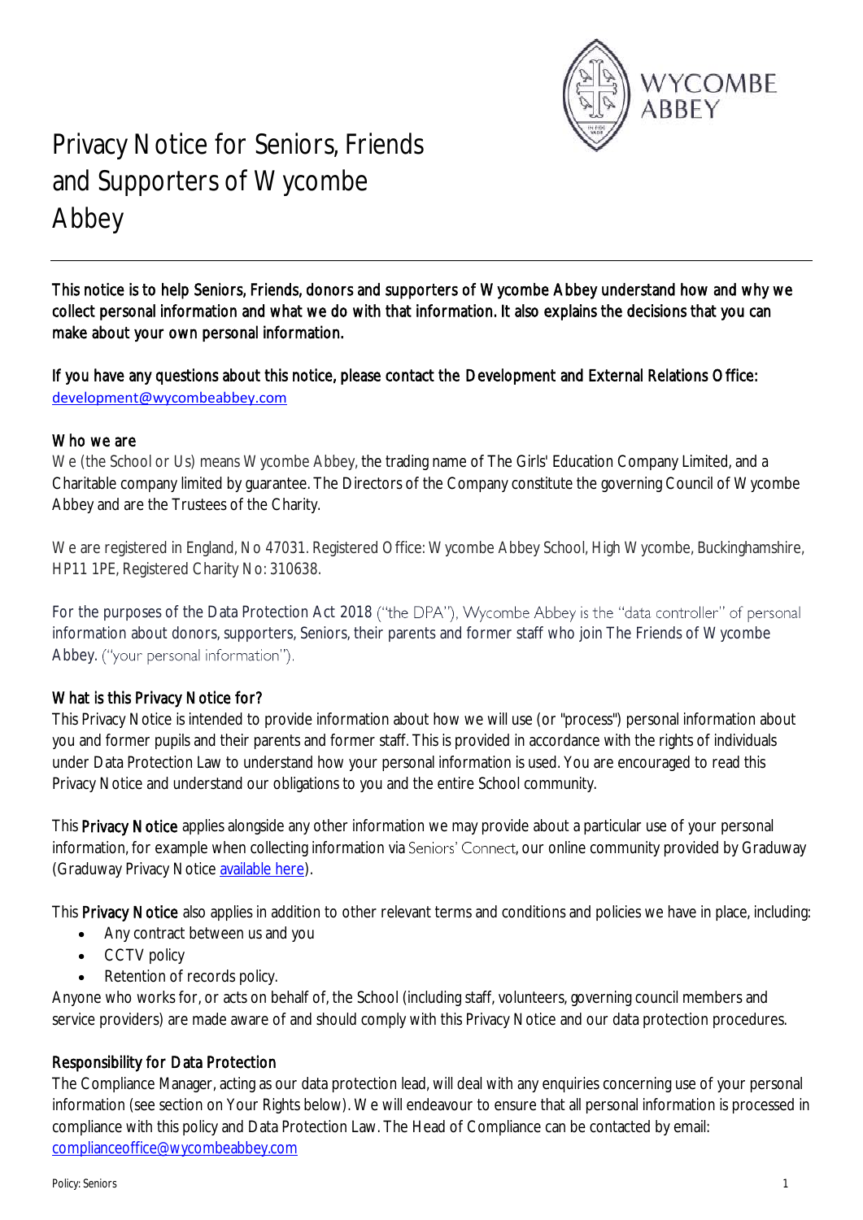# Privacy Notice for Seniors, Friends and Supporters of Wycombe Abbey

**This notice is to help Seniors, Friends, donors and supporters of Wycombe Abbey understand how and why we collect personal information and what we do with that information. It also explains the decisions that you can make about your own personal information.**

**If you have any questions about this notice, please contact the Development and External Relations Office:** development@wycombeabbey.com

## Who we are

We (the School or Us) means Wycombe Abbey, the trading name of The Girls' Education Company Limited, and a Charitable company limited by guarantee. The Directors of the Company constitute the governing Council of Wycombe Abbey and are the Trustees of the Charity.

We are registered in England, No 47031. Registered Office: Wycombe Abbey School, High Wycombe, Buckinghamshire, HP11 1PE, Registered Charity No: 310638.

For the purposes of the Data Protection Act 2018 ("the DPA"), Wycombe Abbey is the "data controller" of personal information about donors, supporters, Seniors, their parents and former staff who join The Friends of Wycombe Abbey. ("your personal information").

## What is this Privacy Notice for?

This Privacy Notice is intended to provide information about how we will use (or "process") personal information about you and former pupils and their parents and former staff. This is provided in accordance with the rights of individuals under Data Protection Law to understand how your personal information is used. You are encouraged to read this Privacy Notice and understand our obligations to you and the entire School community.

This **Privacy Notice** applies alongside any other information we may provide about a particular use of your personal information, for example when collecting information via Seniors' Connect, our online community provided by Graduway (Graduway Privacy Notice available here).

This **Privacy Notice** also applies in addition to other relevant terms and conditions and policies we have in place, including:

- Any contract between us and you
- CCTV policy
- Retention of records policy.

Anyone who works for, or acts on behalf of, the School (including staff, volunteers, governing council members and service providers) are made aware of and should comply with this Privacy Notice and our data protection procedures.

## Responsibility for Data Protection

The Compliance Manager, acting as our data protection lead, will deal with any enquiries concerning use of your personal information (see section on Your Rights below). We will endeavour to ensure that all personal information is processed in compliance with this policy and Data Protection Law. The Head of Compliance can be contacted by email: complianceoffice@wycombeabbey.com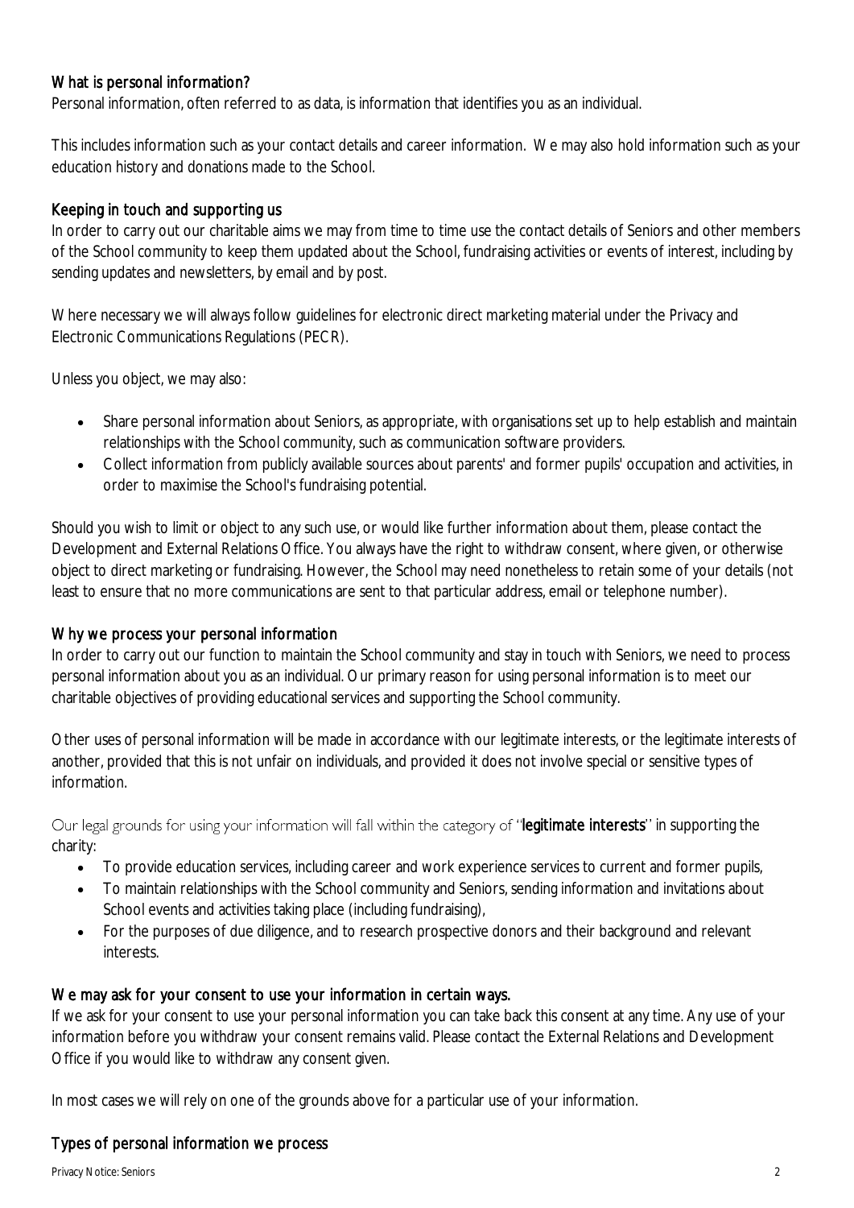## What is personal information?

Personal information, often referred to as data, is information that identifies you as an individual.

This includes information such as your contact details and career information. We may also hold information such as your education history and donations made to the School.

## Keeping in touch and supporting us

In order to carry out our charitable aims we may from time to time use the contact details of Seniors and other members of the School community to keep them updated about the School, fundraising activities or events of interest, including by sending updates and newsletters, by email and by post.

Where necessary we will always follow guidelines for electronic direct marketing material under the Privacy and Electronic Communications Regulations (PECR).

Unless you object, we may also:

- Share personal information about Seniors, as appropriate, with organisations set up to help establish and maintain relationships with the School community, such as communication software providers.
- Collect information from publicly available sources about parents' and former pupils' occupation and activities, in order to maximise the School's fundraising potential.

Should you wish to limit or object to any such use, or would like further information about them, please contact the Development and External Relations Office. You always have the right to withdraw consent, where given, or otherwise object to direct marketing or fundraising. However, the School may need nonetheless to retain some of your details (not least to ensure that no more communications are sent to that particular address, email or telephone number).

## Why we process your personal information

In order to carry out our function to maintain the School community and stay in touch with Seniors, we need to process personal information about you as an individual. Our primary reason for using personal information is to meet our charitable objectives of providing educational services and supporting the School community.

Other uses of personal information will be made in accordance with our legitimate interests, or the legitimate interests of another, provided that this is not unfair on individuals, and provided it does not involve special or sensitive types of information.

Our legal grounds for using your information will fall within the category of "**legitimate interests**" in supporting the charity:

- To provide education services, including career and work experience services to current and former pupils,
- To maintain relationships with the School community and Seniors, sending information and invitations about School events and activities taking place (including fundraising),
- For the purposes of due diligence, and to research prospective donors and their background and relevant interests.

## We may ask for your consent to use your information in certain ways.

If we ask for your consent to use your personal information you can take back this consent at any time. Any use of your information before you withdraw your consent remains valid. Please contact the External Relations and Development Office if you would like to withdraw any consent given.

In most cases we will rely on one of the grounds above for a particular use of your information.

## Types of personal information we process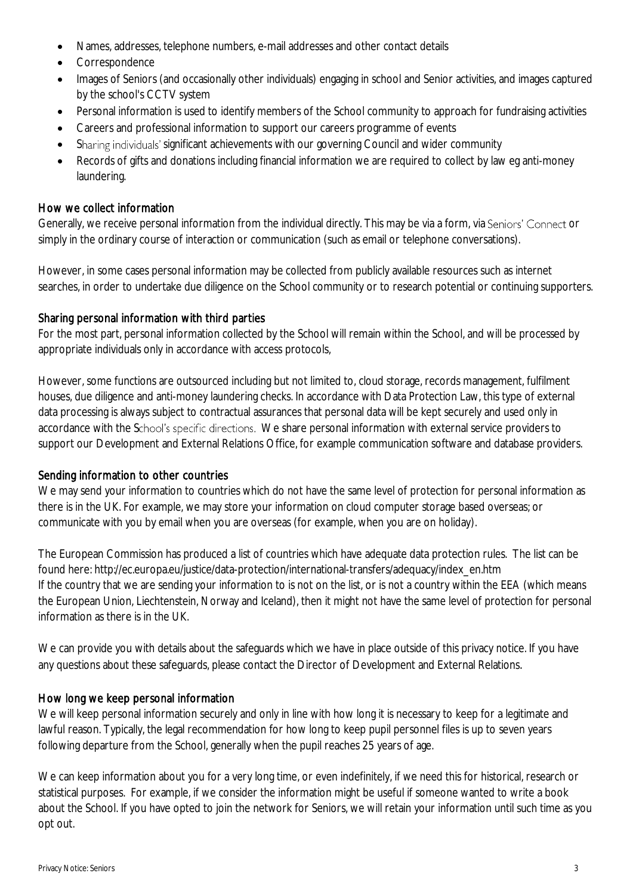- Names, addresses, telephone numbers, e-mail addresses and other contact details
- Correspondence
- Images of Seniors (and occasionally other individuals) engaging in school and Senior activities, and images captured by the school's CCTV system
- Personal information is used to identify members of the School community to approach for fundraising activities
- Careers and professional information to support our careers programme of events
- Sharing individuals' significant achievements with our governing Council and wider community
- Records of gifts and donations including financial information we are required to collect by law eg anti-money laundering.

## How we collect information

Generally, we receive personal information from the individual directly. This may be via a form, via Seniors' Connect or simply in the ordinary course of interaction or communication (such as email or telephone conversations).

However, in some cases personal information may be collected from publicly available resources such as internet searches, in order to undertake due diligence on the School community or to research potential or continuing supporters.

## Sharing personal information with third parties

For the most part, personal information collected by the School will remain within the School, and will be processed by appropriate individuals only in accordance with access protocols,

However, some functions are outsourced including but not limited to, cloud storage, records management, fulfilment houses, due diligence and anti-money laundering checks. In accordance with Data Protection Law, this type of external data processing is always subject to contractual assurances that personal data will be kept securely and used only in accordance with the School's specific directions. We share personal information with external service providers to support our Development and External Relations Office, for example communication software and database providers.

## Sending information to other countries

We may send your information to countries which do not have the same level of protection for personal information as there is in the UK. For example, we may store your information on cloud computer storage based overseas; or communicate with you by email when you are overseas (for example, when you are on holiday).

The European Commission has produced a list of countries which have adequate data protection rules. The list can be found here: http://ec.europa.eu/justice/data-protection/international-transfers/adequacy/index_en.htm
If the country that we are sending your information to is not on the list, or is not a country within the EEA (which means the European Union, Liechtenstein, Norway and Iceland), then it might not have the same level of protection for personal information as there is in the UK.

We can provide you with details about the safeguards which we have in place outside of this privacy notice. If you have any questions about these safeguards, please contact the Director of Development and External Relations.

## How long we keep personal information

We will keep personal information securely and only in line with how long it is necessary to keep for a legitimate and lawful reason. Typically, the legal recommendation for how long to keep pupil personnel files is up to seven years following departure from the School, generally when the pupil reaches 25 years of age.

We can keep information about you for a very long time, or even indefinitely, if we need this for historical, research or statistical purposes. For example, if we consider the information might be useful if someone wanted to write a book about the School. If you have opted to join the network for Seniors, we will retain your information until such time as you opt out.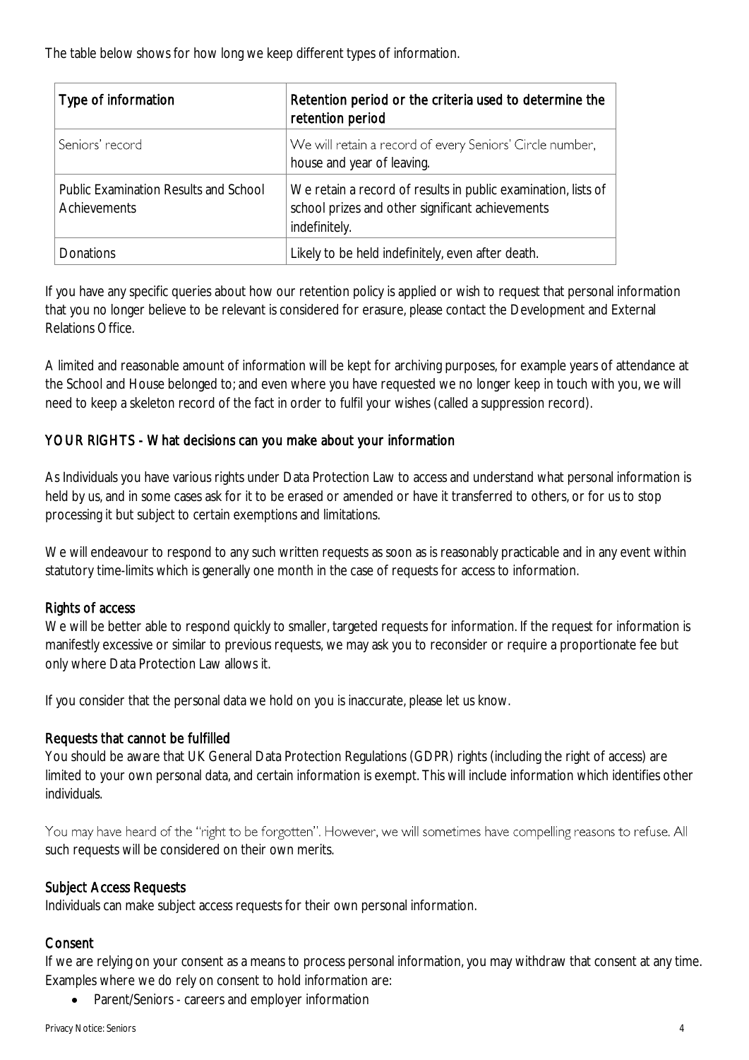The table below shows for how long we keep different types of information.

| Type of information | Retention period or the criteria used to determine the retention period |
| --- | --- |
| Seniors' record | We will retain a record of every Seniors' Circle number, house and year of leaving. |
| Public Examination Results and School Achievements | We retain a record of results in public examination, lists of school prizes and other significant achievements indefinitely. |
| Donations | Likely to be held indefinitely, even after death. |

If you have any specific queries about how our retention policy is applied or wish to request that personal information that you no longer believe to be relevant is considered for erasure, please contact the Development and External Relations Office.

A limited and reasonable amount of information will be kept for archiving purposes, for example years of attendance at the School and House belonged to; and even where you have requested we no longer keep in touch with you, we will need to keep a skeleton record of the fact in order to fulfil your wishes (called a suppression record).

## YOUR RIGHTS - What decisions can you make about your information

As Individuals you have various rights under Data Protection Law to access and understand what personal information is held by us, and in some cases ask for it to be erased or amended or have it transferred to others, or for us to stop processing it but subject to certain exemptions and limitations.

We will endeavour to respond to any such written requests as soon as is reasonably practicable and in any event within statutory time-limits which is generally one month in the case of requests for access to information.

### Rights of access

We will be better able to respond quickly to smaller, targeted requests for information. If the request for information is manifestly excessive or similar to previous requests, we may ask you to reconsider or require a proportionate fee but only where Data Protection Law allows it.

If you consider that the personal data we hold on you is inaccurate, please let us know.

### Requests that cannot be fulfilled

You should be aware that UK General Data Protection Regulations (GDPR) rights (including the right of access) are limited to your own personal data, and certain information is exempt. This will include information which identifies other individuals.

You may have heard of the "right to be forgotten". However, we will sometimes have compelling reasons to refuse. All such requests will be considered on their own merits.

### Subject Access Requests

Individuals can make subject access requests for their own personal information.

### Consent

If we are relying on your consent as a means to process personal information, you may withdraw that consent at any time. Examples where we do rely on consent to hold information are:

- Parent/Seniors - careers and employer information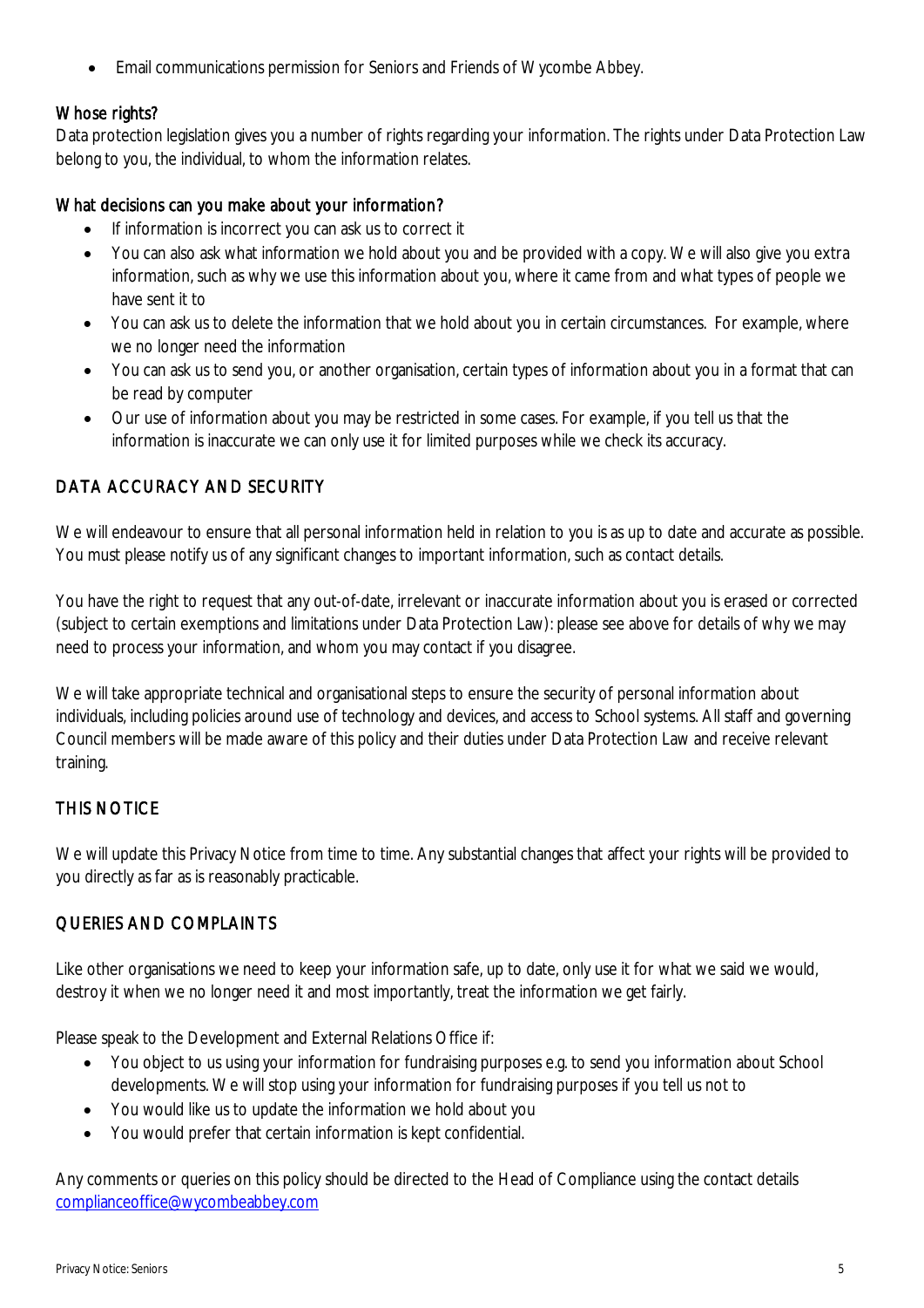- Email communications permission for Seniors and Friends of Wycombe Abbey.

### Whose rights?

Data protection legislation gives you a number of rights regarding your information. The rights under Data Protection Law belong to you, the individual, to whom the information relates.

### What decisions can you make about your information?

- If information is incorrect you can ask us to correct it
- You can also ask what information we hold about you and be provided with a copy. We will also give you extra information, such as why we use this information about you, where it came from and what types of people we have sent it to
- You can ask us to delete the information that we hold about you in certain circumstances. For example, where we no longer need the information
- You can ask us to send you, or another organisation, certain types of information about you in a format that can be read by computer
- Our use of information about you may be restricted in some cases. For example, if you tell us that the information is inaccurate we can only use it for limited purposes while we check its accuracy.

## DATA ACCURACY AND SECURITY

We will endeavour to ensure that all personal information held in relation to you is as up to date and accurate as possible. You must please notify us of any significant changes to important information, such as contact details.

You have the right to request that any out-of-date, irrelevant or inaccurate information about you is erased or corrected (subject to certain exemptions and limitations under Data Protection Law): please see above for details of why we may need to process your information, and whom you may contact if you disagree.

We will take appropriate technical and organisational steps to ensure the security of personal information about individuals, including policies around use of technology and devices, and access to School systems. All staff and governing Council members will be made aware of this policy and their duties under Data Protection Law and receive relevant training.

## THIS NOTICE

We will update this Privacy Notice from time to time. Any substantial changes that affect your rights will be provided to you directly as far as is reasonably practicable.

## QUERIES AND COMPLAINTS

Like other organisations we need to keep your information safe, up to date, only use it for what we said we would, destroy it when we no longer need it and most importantly, treat the information we get fairly.

Please speak to the Development and External Relations Office if:

- You object to us using your information for fundraising purposes e.g. to send you information about School developments. We will stop using your information for fundraising purposes if you tell us not to
- You would like us to update the information we hold about you
- You would prefer that certain information is kept confidential.

Any comments or queries on this policy should be directed to the Head of Compliance using the contact details complianceoffice@wycombeabbey.com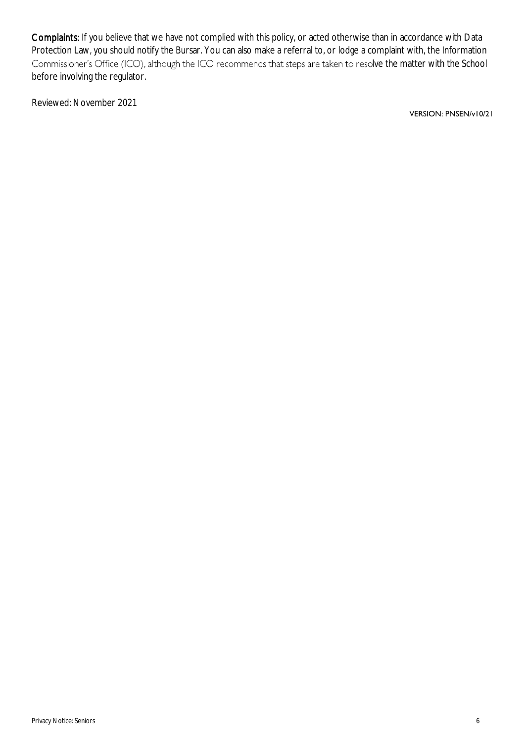**Complaints:** If you believe that we have not complied with this policy, or acted otherwise than in accordance with Data Protection Law, you should notify the Bursar. You can also make a referral to, or lodge a complaint with, the Information Commissioner's Office (ICO), although the ICO recommends that steps are taken to resolve the matter with the School before involving the regulator.

Reviewed: November 2021

VERSION: PNSEN/v10/21